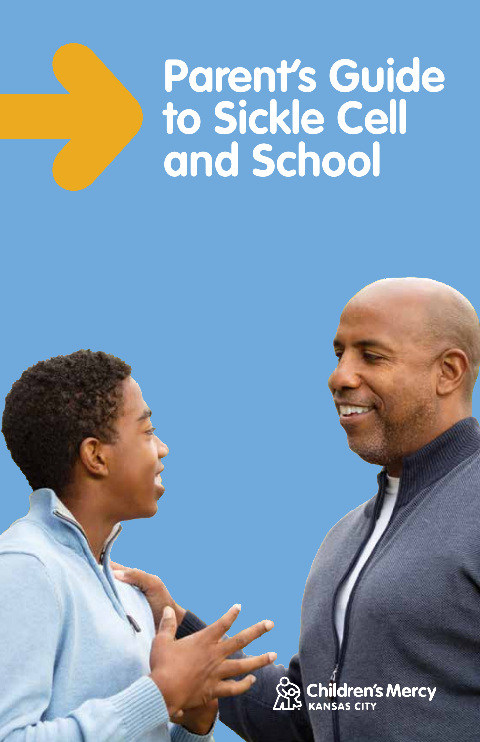# Parent's Guide to Sickle Cell and School

Children's Mercy
KANSAS CITY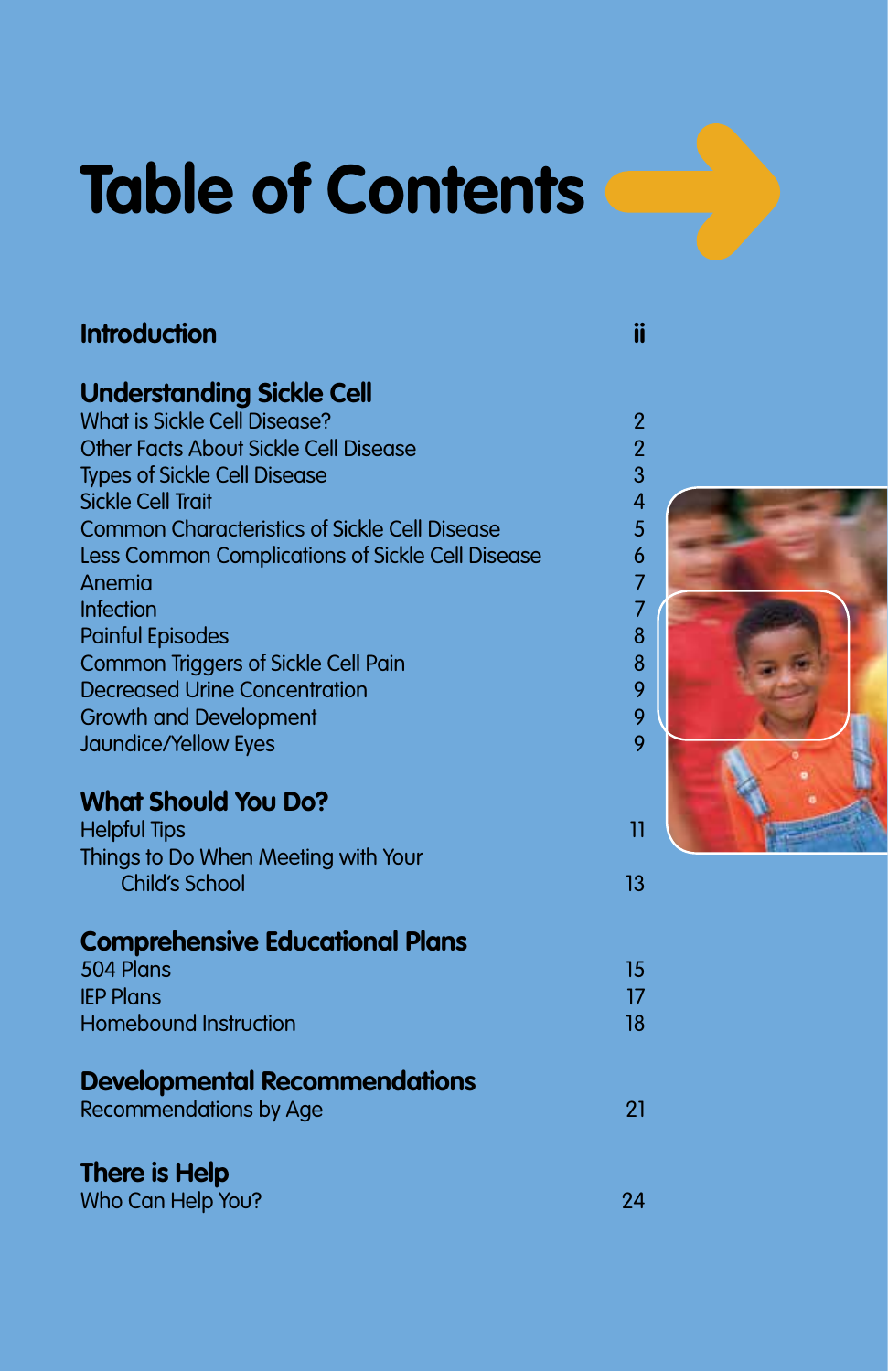# Table of Contents

| | |
|---|---|
| **Introduction** | **ii** |
| **Understanding Sickle Cell** | |
| What is Sickle Cell Disease? | 2 |
| Other Facts About Sickle Cell Disease | 2 |
| Types of Sickle Cell Disease | 3 |
| Sickle Cell Trait | 4 |
| Common Characteristics of Sickle Cell Disease | 5 |
| Less Common Complications of Sickle Cell Disease | 6 |
| Anemia | 7 |
| Infection | 7 |
| Painful Episodes | 8 |
| Common Triggers of Sickle Cell Pain | 8 |
| Decreased Urine Concentration | 9 |
| Growth and Development | 9 |
| Jaundice/Yellow Eyes | 9 |
| **What Should You Do?** | |
| Helpful Tips | 11 |
| Things to Do When Meeting with Your Child's School | 13 |
| **Comprehensive Educational Plans** | |
| 504 Plans | 15 |
| IEP Plans | 17 |
| Homebound Instruction | 18 |
| **Developmental Recommendations** | |
| Recommendations by Age | 21 |
| **There is Help** | |
| Who Can Help You? | 24 |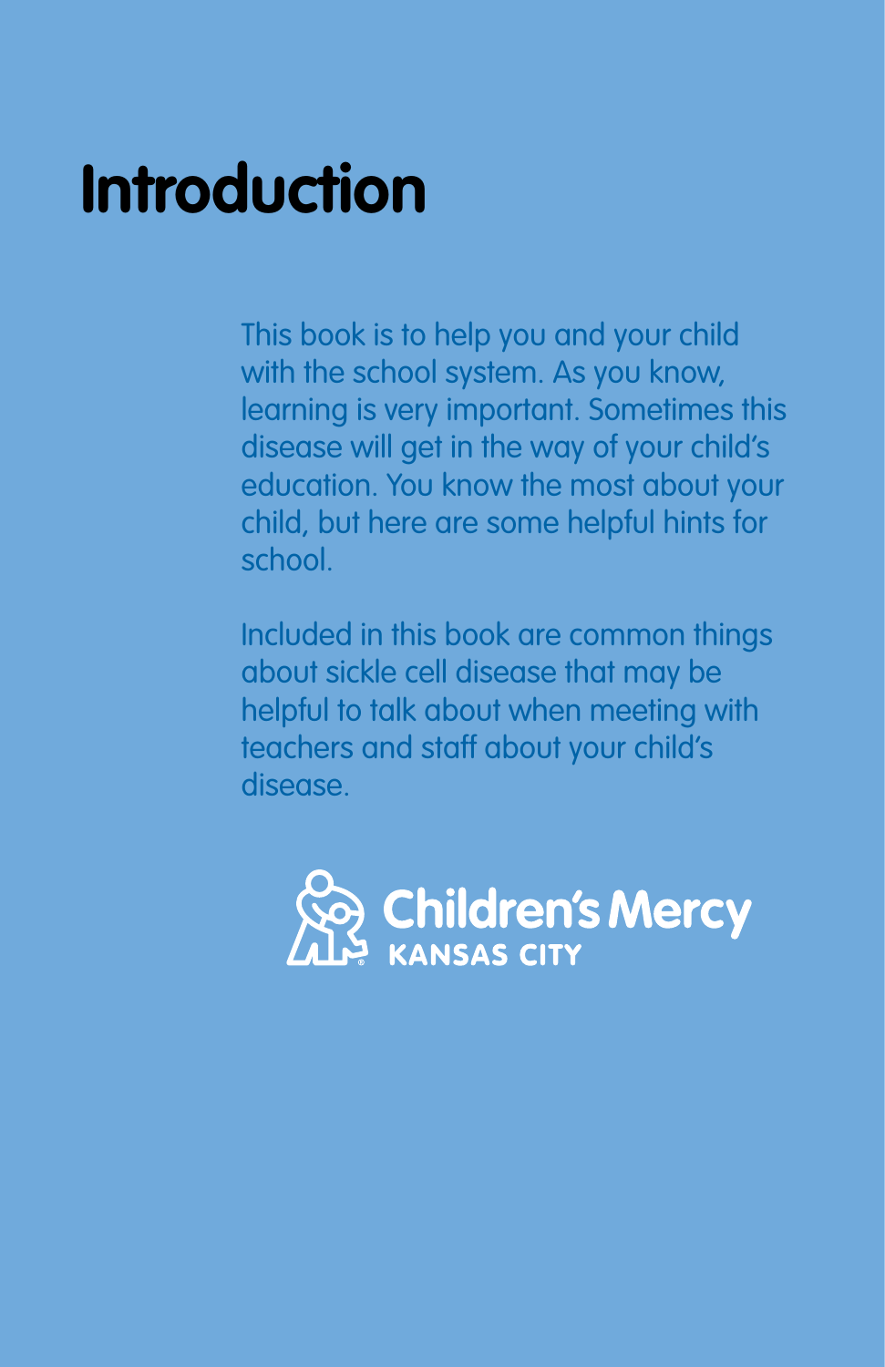# Introduction

This book is to help you and your child with the school system. As you know, learning is very important. Sometimes this disease will get in the way of your child's education. You know the most about your child, but here are some helpful hints for school.

Included in this book are common things about sickle cell disease that may be helpful to talk about when meeting with teachers and staff about your child's disease.

Children's Mercy KANSAS CITY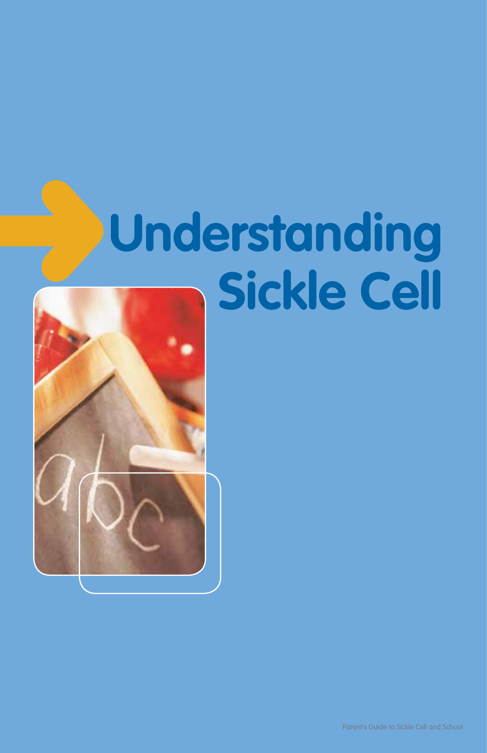# Understanding Sickle Cell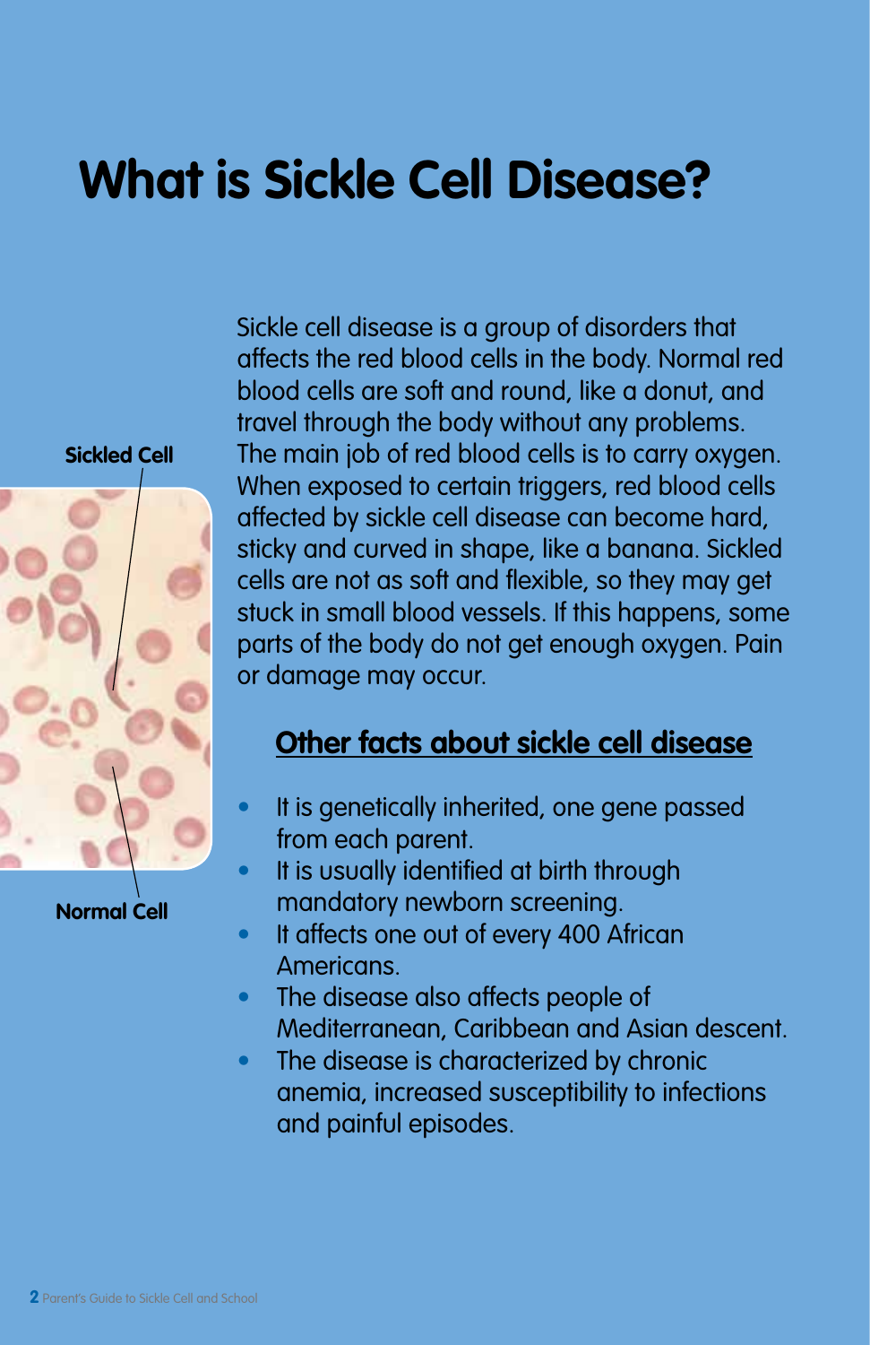# What is Sickle Cell Disease?

Sickled Cell

Normal Cell

Sickle cell disease is a group of disorders that affects the red blood cells in the body. Normal red blood cells are soft and round, like a donut, and travel through the body without any problems. The main job of red blood cells is to carry oxygen. When exposed to certain triggers, red blood cells affected by sickle cell disease can become hard, sticky and curved in shape, like a banana. Sickled cells are not as soft and flexible, so they may get stuck in small blood vessels. If this happens, some parts of the body do not get enough oxygen. Pain or damage may occur.

## Other facts about sickle cell disease

- It is genetically inherited, one gene passed from each parent.
- It is usually identified at birth through mandatory newborn screening.
- It affects one out of every 400 African Americans.
- The disease also affects people of Mediterranean, Caribbean and Asian descent.
- The disease is characterized by chronic anemia, increased susceptibility to infections and painful episodes.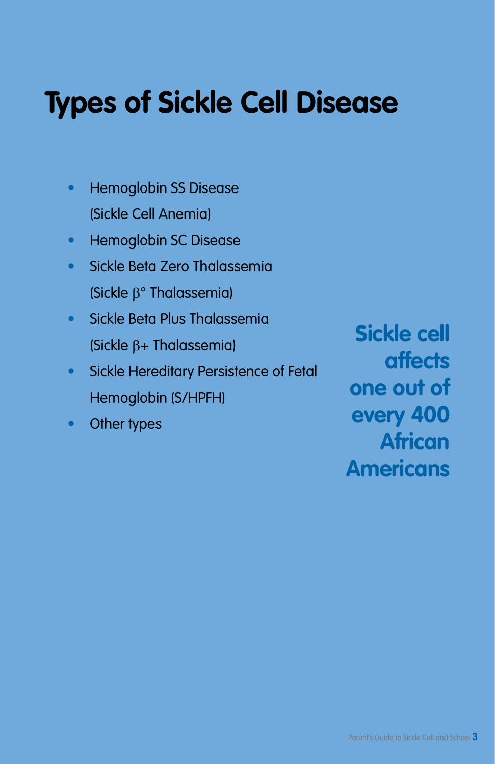# Types of Sickle Cell Disease

- Hemoglobin SS Disease (Sickle Cell Anemia)
- Hemoglobin SC Disease
- Sickle Beta Zero Thalassemia (Sickle $\beta°$ Thalassemia)
- Sickle Beta Plus Thalassemia (Sickle $\beta+$ Thalassemia)
- Sickle Hereditary Persistence of Fetal Hemoglobin (S/HPFH)
- Other types

**Sickle cell affects one out of every 400 African Americans**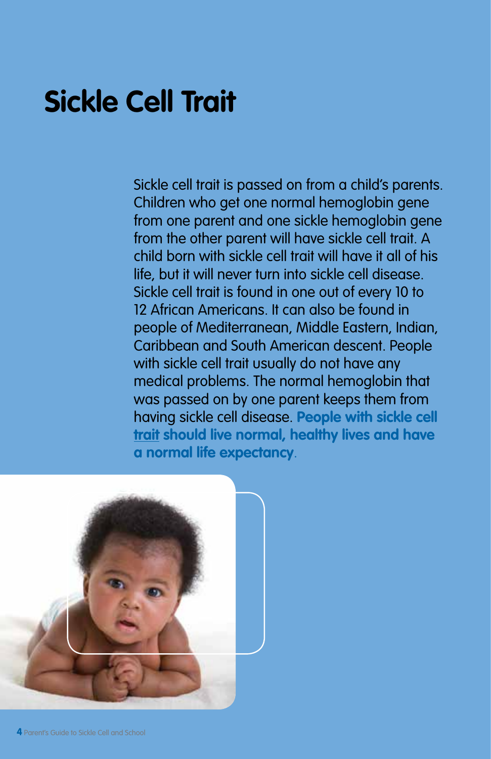# Sickle Cell Trait

Sickle cell trait is passed on from a child's parents. Children who get one normal hemoglobin gene from one parent and one sickle hemoglobin gene from the other parent will have sickle cell trait. A child born with sickle cell trait will have it all of his life, but it will never turn into sickle cell disease. Sickle cell trait is found in one out of every 10 to 12 African Americans. It can also be found in people of Mediterranean, Middle Eastern, Indian, Caribbean and South American descent. People with sickle cell trait usually do not have any medical problems. The normal hemoglobin that was passed on by one parent keeps them from having sickle cell disease. **People with sickle cell trait should live normal, healthy lives and have a normal life expectancy**.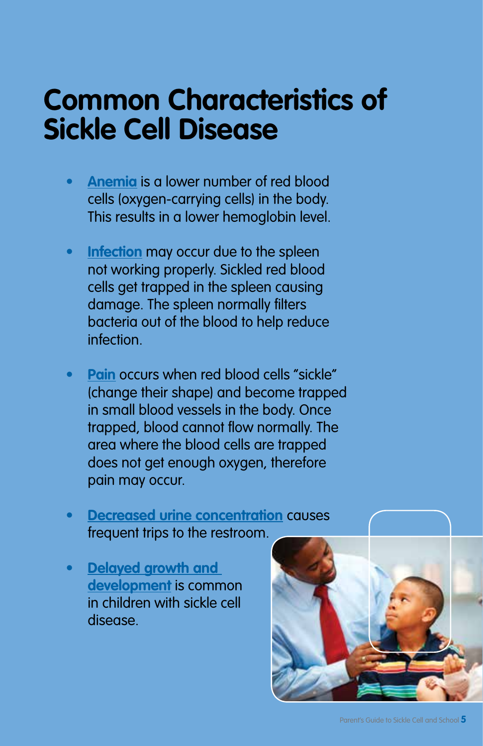# Common Characteristics of Sickle Cell Disease

- **Anemia** is a lower number of red blood cells (oxygen-carrying cells) in the body. This results in a lower hemoglobin level.
- **Infection** may occur due to the spleen not working properly. Sickled red blood cells get trapped in the spleen causing damage. The spleen normally filters bacteria out of the blood to help reduce infection.
- **Pain** occurs when red blood cells "sickle" (change their shape) and become trapped in small blood vessels in the body. Once trapped, blood cannot flow normally. The area where the blood cells are trapped does not get enough oxygen, therefore pain may occur.
- **Decreased urine concentration** causes frequent trips to the restroom.
- **Delayed growth and development** is common in children with sickle cell disease.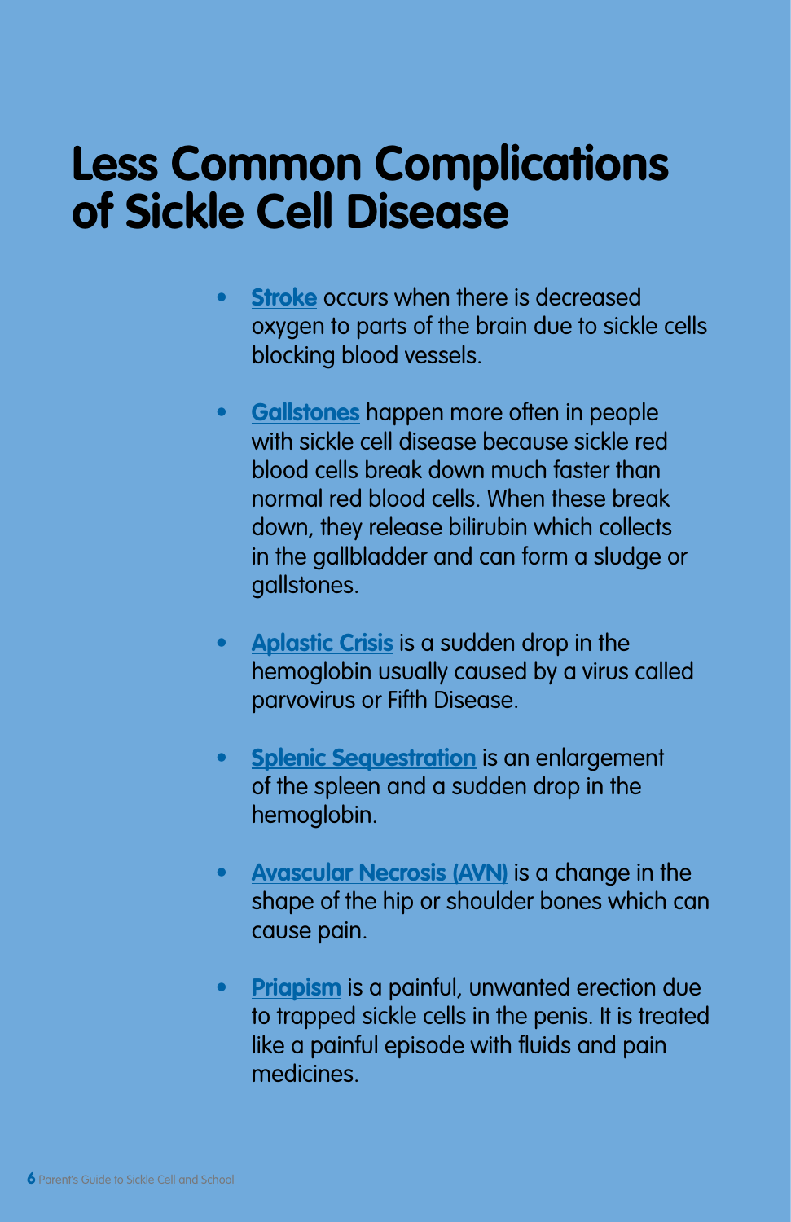# Less Common Complications of Sickle Cell Disease

- **Stroke** occurs when there is decreased oxygen to parts of the brain due to sickle cells blocking blood vessels.
- **Gallstones** happen more often in people with sickle cell disease because sickle red blood cells break down much faster than normal red blood cells. When these break down, they release bilirubin which collects in the gallbladder and can form a sludge or gallstones.
- **Aplastic Crisis** is a sudden drop in the hemoglobin usually caused by a virus called parvovirus or Fifth Disease.
- **Splenic Sequestration** is an enlargement of the spleen and a sudden drop in the hemoglobin.
- **Avascular Necrosis (AVN)** is a change in the shape of the hip or shoulder bones which can cause pain.
- **Priapism** is a painful, unwanted erection due to trapped sickle cells in the penis. It is treated like a painful episode with fluids and pain medicines.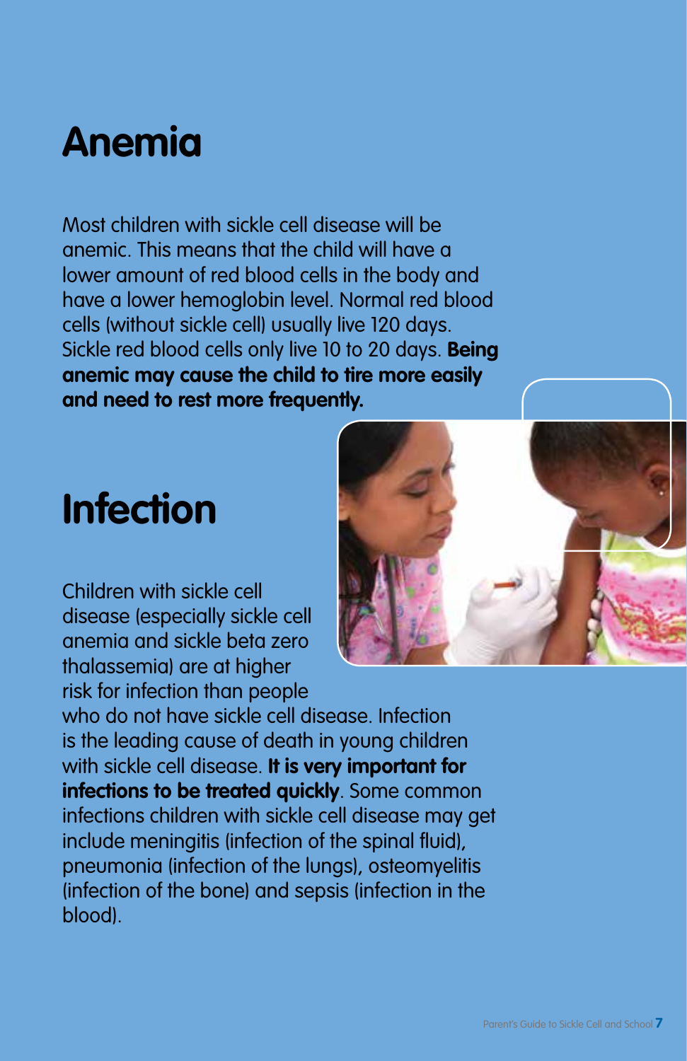# Anemia

Most children with sickle cell disease will be anemic. This means that the child will have a lower amount of red blood cells in the body and have a lower hemoglobin level. Normal red blood cells (without sickle cell) usually live 120 days. Sickle red blood cells only live 10 to 20 days. **Being anemic may cause the child to tire more easily and need to rest more frequently.**

# Infection

Children with sickle cell disease (especially sickle cell anemia and sickle beta zero thalassemia) are at higher risk for infection than people who do not have sickle cell disease. Infection is the leading cause of death in young children with sickle cell disease. **It is very important for infections to be treated quickly**. Some common infections children with sickle cell disease may get include meningitis (infection of the spinal fluid), pneumonia (infection of the lungs), osteomyelitis (infection of the bone) and sepsis (infection in the blood).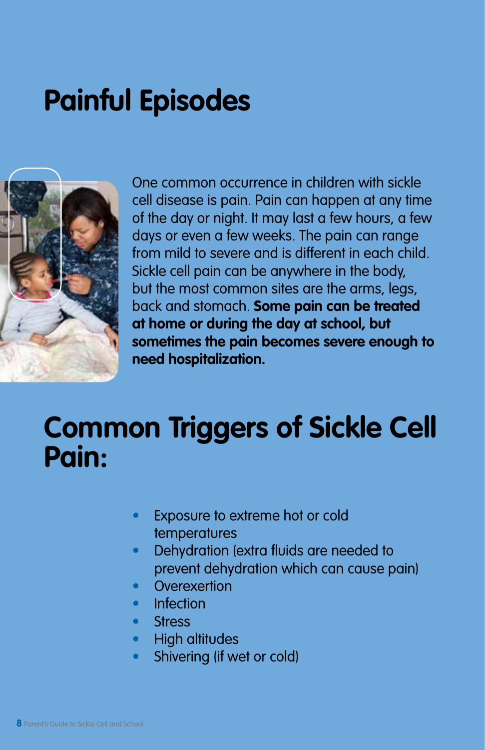# Painful Episodes

One common occurrence in children with sickle cell disease is pain. Pain can happen at any time of the day or night. It may last a few hours, a few days or even a few weeks. The pain can range from mild to severe and is different in each child. Sickle cell pain can be anywhere in the body, but the most common sites are the arms, legs, back and stomach. **Some pain can be treated at home or during the day at school, but sometimes the pain becomes severe enough to need hospitalization.**

# Common Triggers of Sickle Cell Pain:

- Exposure to extreme hot or cold temperatures
- Dehydration (extra fluids are needed to prevent dehydration which can cause pain)
- Overexertion
- Infection
- Stress
- High altitudes
- Shivering (if wet or cold)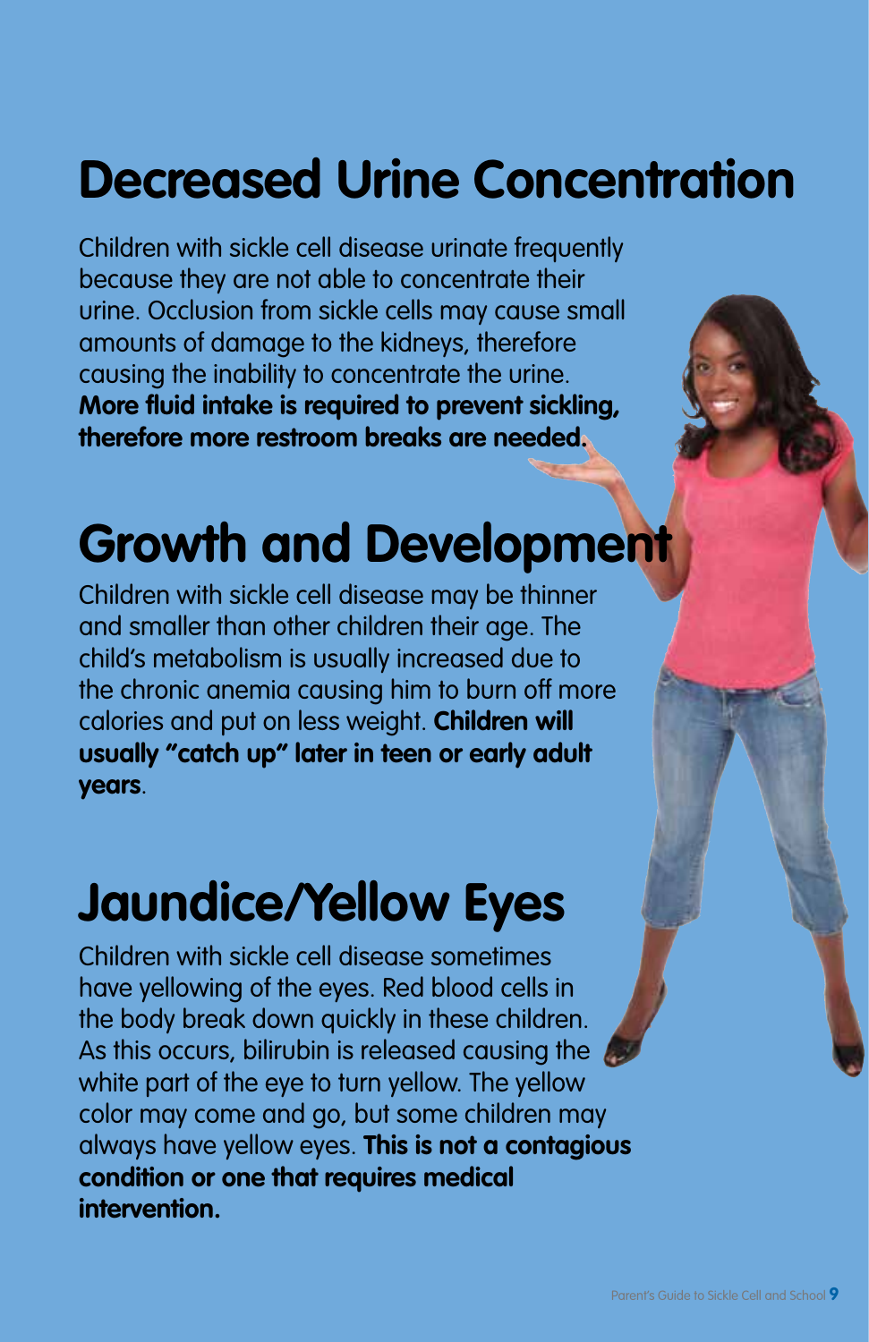# Decreased Urine Concentration

Children with sickle cell disease urinate frequently because they are not able to concentrate their urine. Occlusion from sickle cells may cause small amounts of damage to the kidneys, therefore causing the inability to concentrate the urine. **More fluid intake is required to prevent sickling, therefore more restroom breaks are needed.**

# Growth and Development

Children with sickle cell disease may be thinner and smaller than other children their age. The child's metabolism is usually increased due to the chronic anemia causing him to burn off more calories and put on less weight. **Children will usually "catch up" later in teen or early adult years**.

# Jaundice/Yellow Eyes

Children with sickle cell disease sometimes have yellowing of the eyes. Red blood cells in the body break down quickly in these children. As this occurs, bilirubin is released causing the white part of the eye to turn yellow. The yellow color may come and go, but some children may always have yellow eyes. **This is not a contagious condition or one that requires medical intervention.**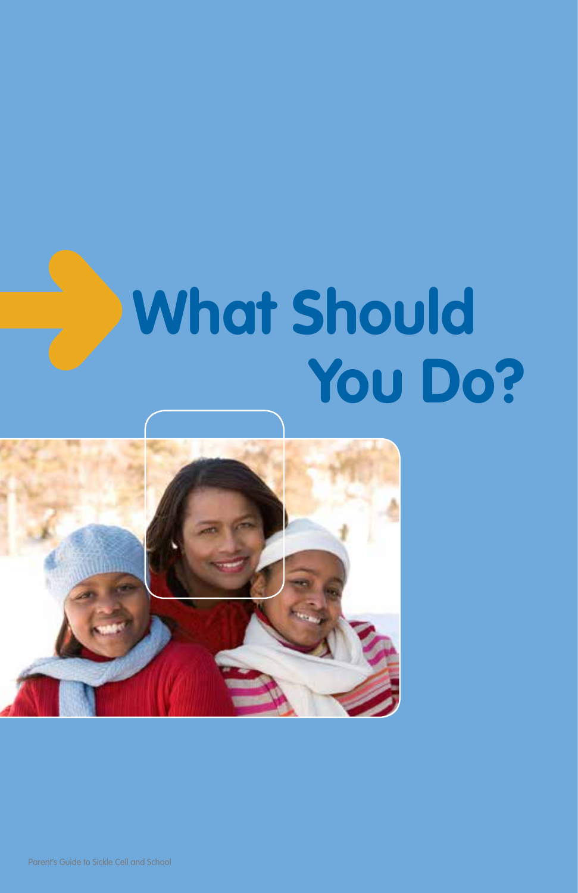# What Should You Do?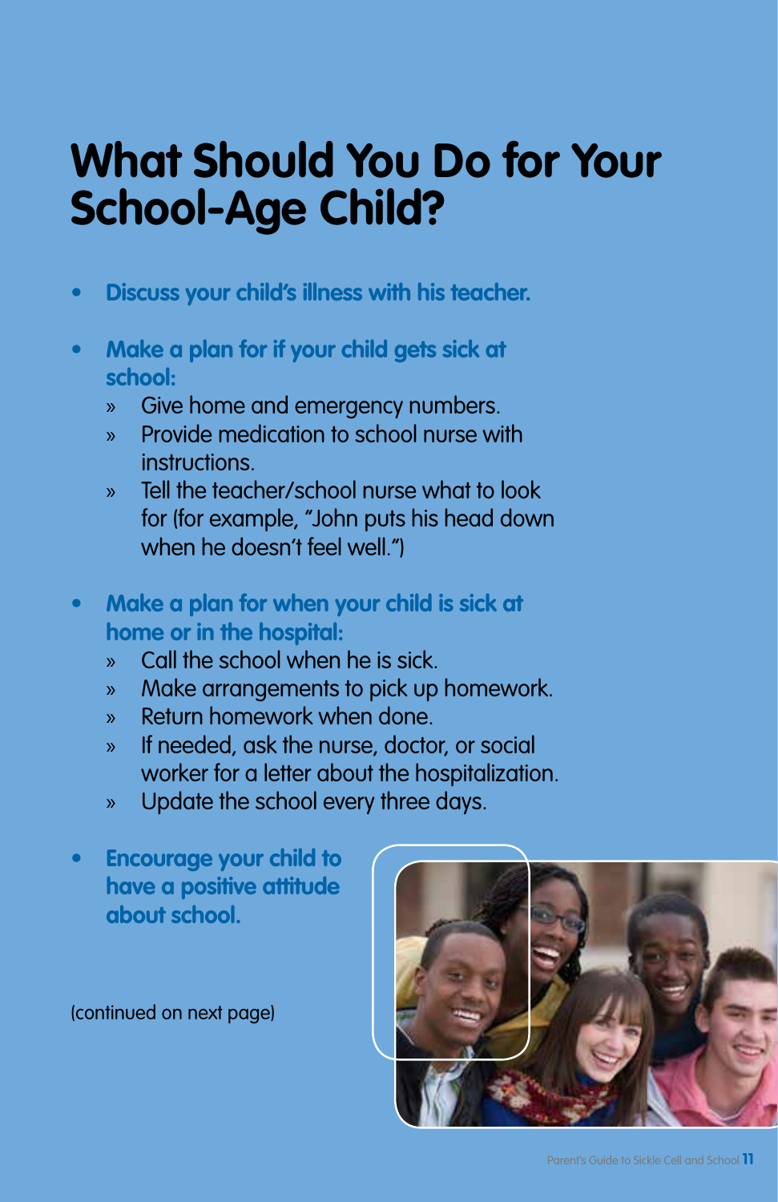# What Should You Do for Your School-Age Child?

- **Discuss your child's illness with his teacher.**
- **Make a plan for if your child gets sick at school:**
  - Give home and emergency numbers.
  - Provide medication to school nurse with instructions.
  - Tell the teacher/school nurse what to look for (for example, "John puts his head down when he doesn't feel well.")
- **Make a plan for when your child is sick at home or in the hospital:**
  - Call the school when he is sick.
  - Make arrangements to pick up homework.
  - Return homework when done.
  - If needed, ask the nurse, doctor, or social worker for a letter about the hospitalization.
  - Update the school every three days.
- **Encourage your child to have a positive attitude about school.**

(continued on next page)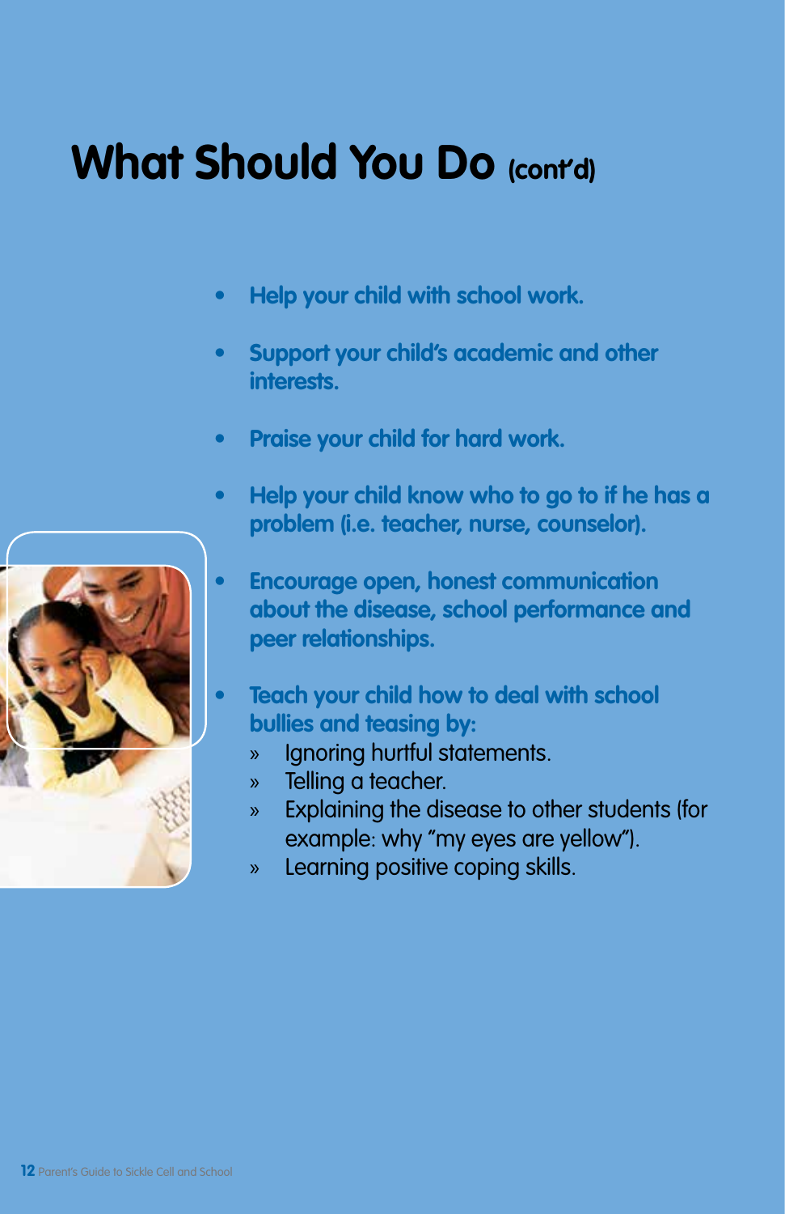# What Should You Do (cont'd)

- **Help your child with school work.**
- **Support your child's academic and other interests.**
- **Praise your child for hard work.**
- **Help your child know who to go to if he has a problem (i.e. teacher, nurse, counselor).**
- **Encourage open, honest communication about the disease, school performance and peer relationships.**
- **Teach your child how to deal with school bullies and teasing by:**
  - Ignoring hurtful statements.
  - Telling a teacher.
  - Explaining the disease to other students (for example: why "my eyes are yellow").
  - Learning positive coping skills.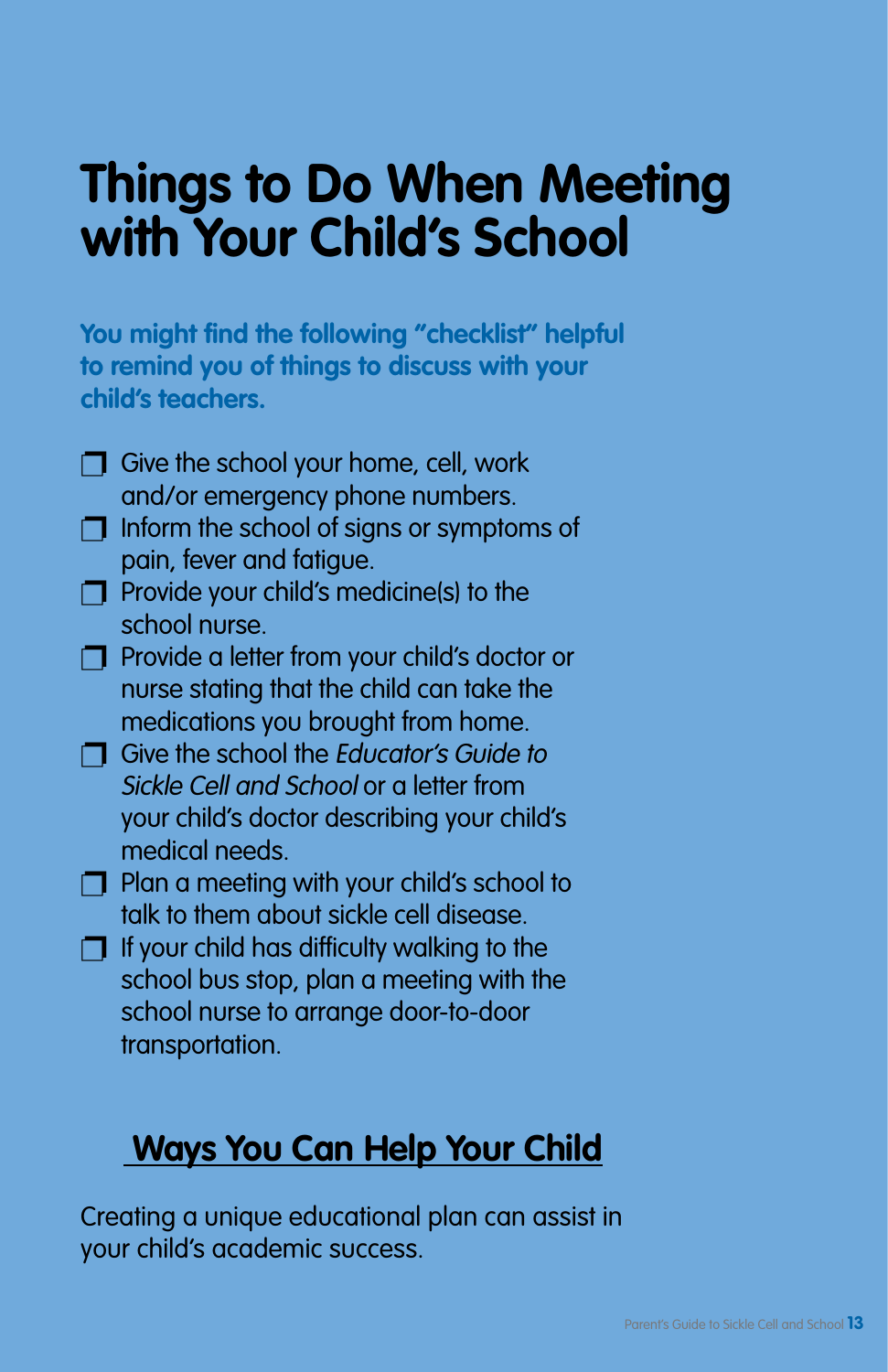# Things to Do When Meeting with Your Child's School

**You might find the following "checklist" helpful to remind you of things to discuss with your child's teachers.**

- ❒ Give the school your home, cell, work and/or emergency phone numbers.
- ❒ Inform the school of signs or symptoms of pain, fever and fatigue.
- ❒ Provide your child's medicine(s) to the school nurse.
- ❒ Provide a letter from your child's doctor or nurse stating that the child can take the medications you brought from home.
- ❒ Give the school the *Educator's Guide to Sickle Cell and School* or a letter from your child's doctor describing your child's medical needs.
- ❒ Plan a meeting with your child's school to talk to them about sickle cell disease.
- ❒ If your child has difficulty walking to the school bus stop, plan a meeting with the school nurse to arrange door-to-door transportation.

## Ways You Can Help Your Child

Creating a unique educational plan can assist in your child's academic success.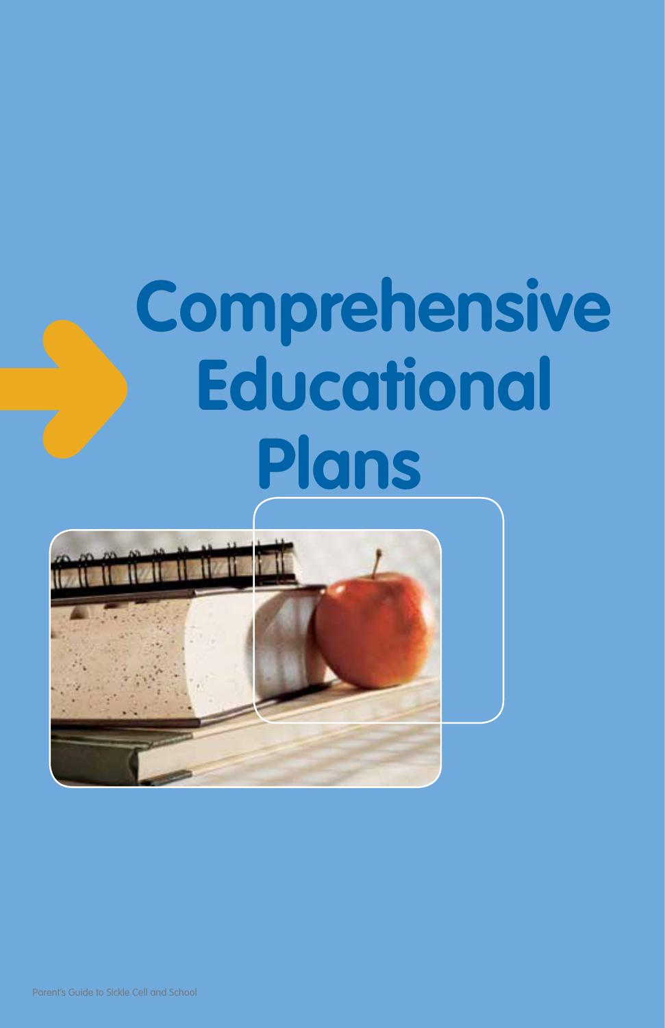# Comprehensive Educational Plans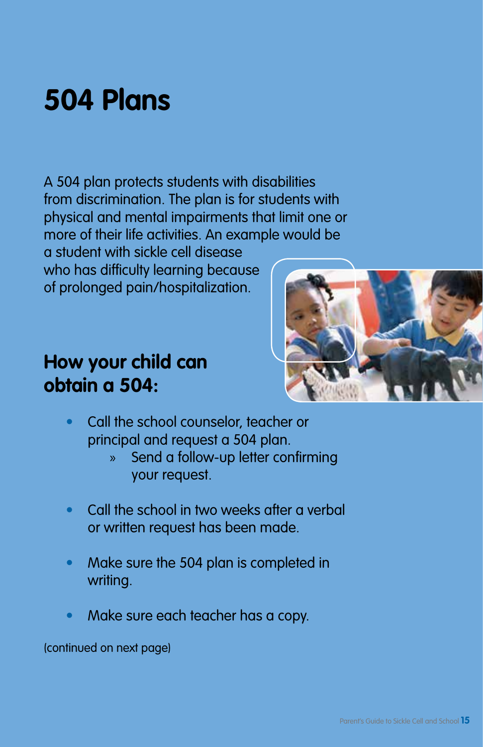# 504 Plans

A 504 plan protects students with disabilities from discrimination. The plan is for students with physical and mental impairments that limit one or more of their life activities. An example would be a student with sickle cell disease who has difficulty learning because of prolonged pain/hospitalization.

## How your child can obtain a 504:

- Call the school counselor, teacher or principal and request a 504 plan.
  - Send a follow-up letter confirming your request.
- Call the school in two weeks after a verbal or written request has been made.
- Make sure the 504 plan is completed in writing.
- Make sure each teacher has a copy.

(continued on next page)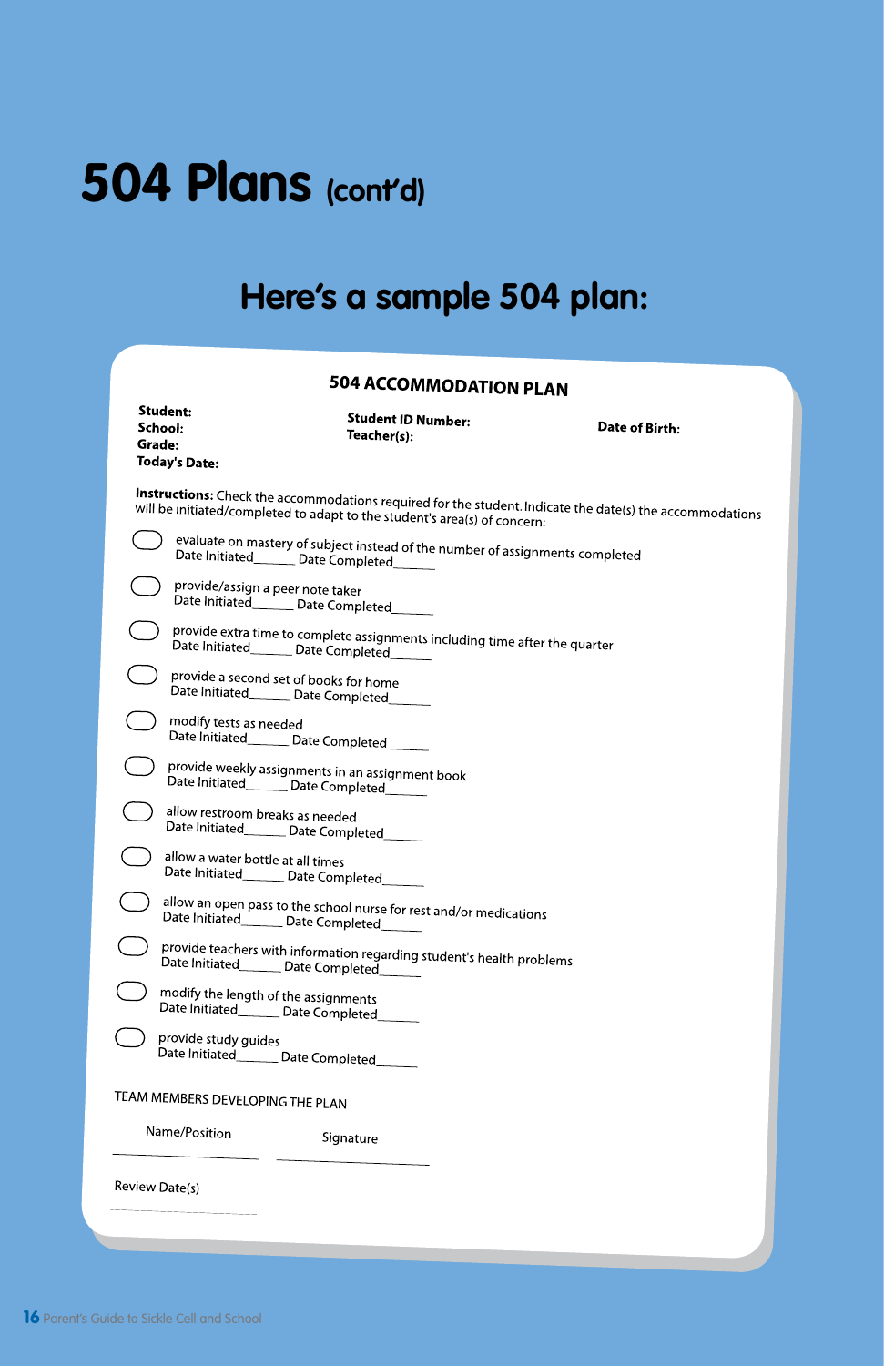# 504 Plans (cont'd)

## Here's a sample 504 plan:

### 504 ACCOMMODATION PLAN

**Student:**
**School:**
**Grade:**
**Today's Date:**

**Student ID Number:**
**Teacher(s):**

**Date of Birth:**

**Instructions:** Check the accommodations required for the student. Indicate the date(s) the accommodations will be initiated/completed to adapt to the student's area(s) of concern:

- ◯ evaluate on mastery of subject instead of the number of assignments completed
  Date Initiated______ Date Completed______
- ◯ provide/assign a peer note taker
  Date Initiated______ Date Completed______
- ◯ provide extra time to complete assignments including time after the quarter
  Date Initiated______ Date Completed______
- ◯ provide a second set of books for home
  Date Initiated______ Date Completed______
- ◯ modify tests as needed
  Date Initiated______ Date Completed______
- ◯ provide weekly assignments in an assignment book
  Date Initiated______ Date Completed______
- ◯ allow restroom breaks as needed
  Date Initiated______ Date Completed______
- ◯ allow a water bottle at all times
  Date Initiated______ Date Completed______
- ◯ allow an open pass to the school nurse for rest and/or medications
  Date Initiated______ Date Completed______
- ◯ provide teachers with information regarding student's health problems
  Date Initiated______ Date Completed______
- ◯ modify the length of the assignments
  Date Initiated______ Date Completed______
- ◯ provide study guides
  Date Initiated______ Date Completed______

TEAM MEMBERS DEVELOPING THE PLAN

| Name/Position | Signature |
|---|---|
| ____________________ | ____________________ |

Review Date(s)

____________________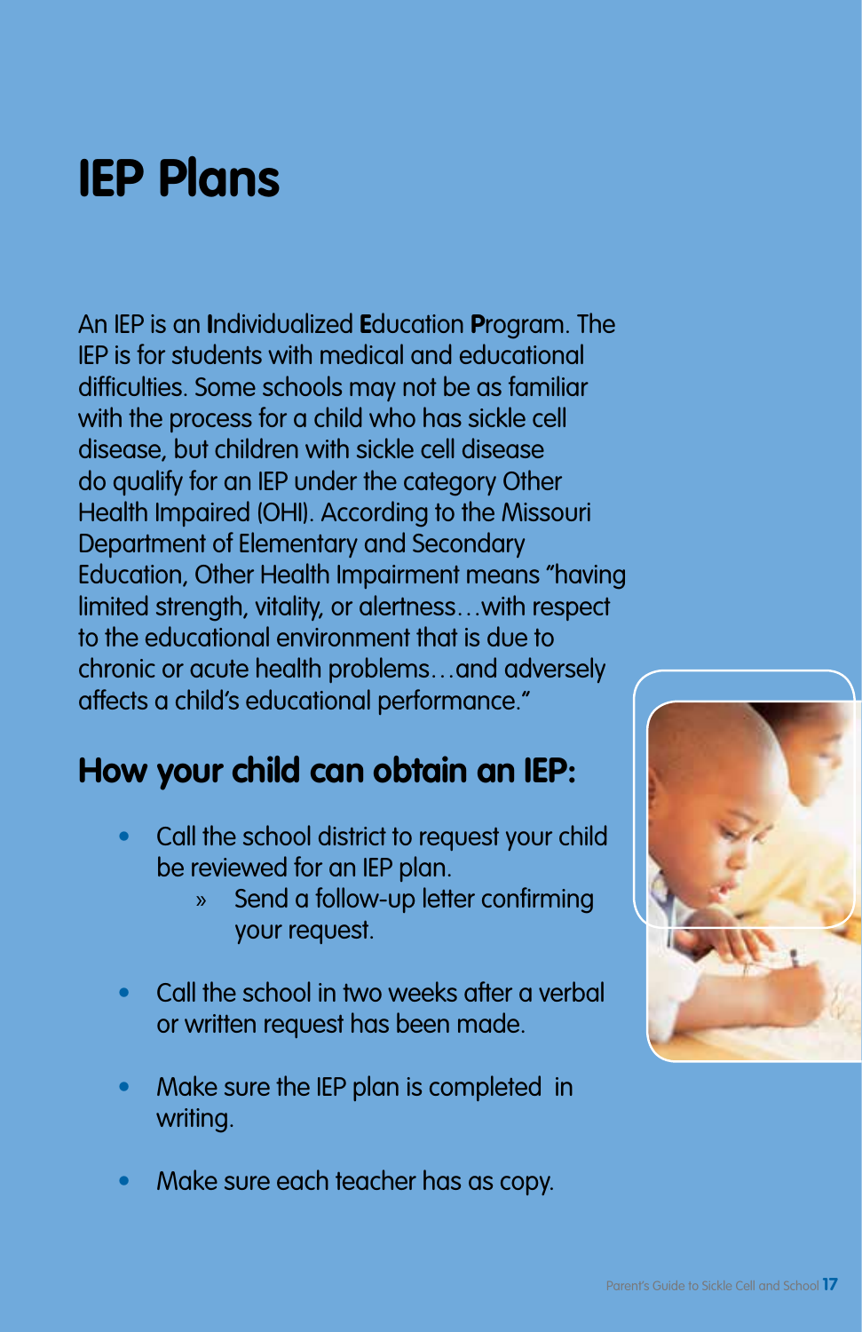# IEP Plans

An IEP is an **I**ndividualized **E**ducation **P**rogram. The IEP is for students with medical and educational difficulties. Some schools may not be as familiar with the process for a child who has sickle cell disease, but children with sickle cell disease do qualify for an IEP under the category Other Health Impaired (OHI). According to the Missouri Department of Elementary and Secondary Education, Other Health Impairment means "having limited strength, vitality, or alertness…with respect to the educational environment that is due to chronic or acute health problems…and adversely affects a child's educational performance."

## How your child can obtain an IEP:

- Call the school district to request your child be reviewed for an IEP plan.
  - Send a follow-up letter confirming your request.
- Call the school in two weeks after a verbal or written request has been made.
- Make sure the IEP plan is completed in writing.
- Make sure each teacher has as copy.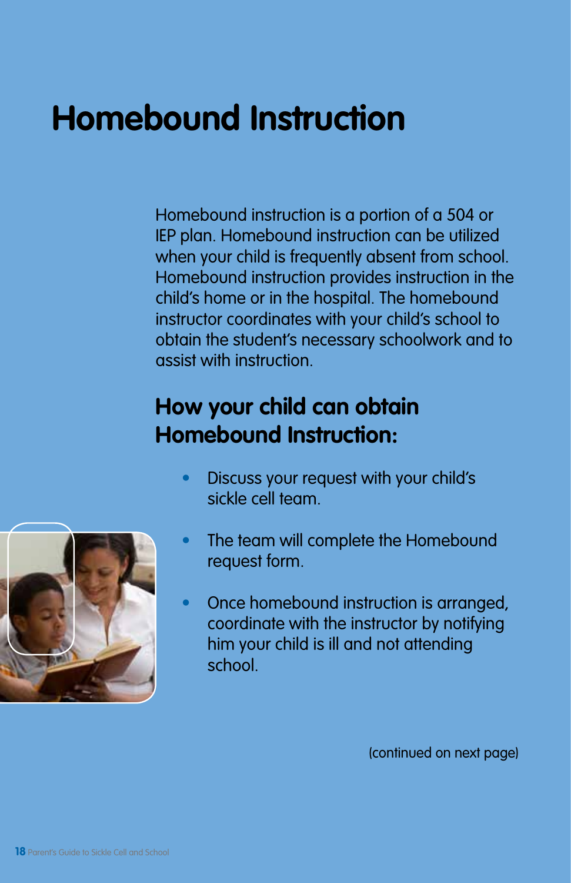# Homebound Instruction

Homebound instruction is a portion of a 504 or IEP plan. Homebound instruction can be utilized when your child is frequently absent from school. Homebound instruction provides instruction in the child's home or in the hospital. The homebound instructor coordinates with your child's school to obtain the student's necessary schoolwork and to assist with instruction.

## How your child can obtain Homebound Instruction:

- Discuss your request with your child's sickle cell team.
- The team will complete the Homebound request form.
- Once homebound instruction is arranged, coordinate with the instructor by notifying him your child is ill and not attending school.

(continued on next page)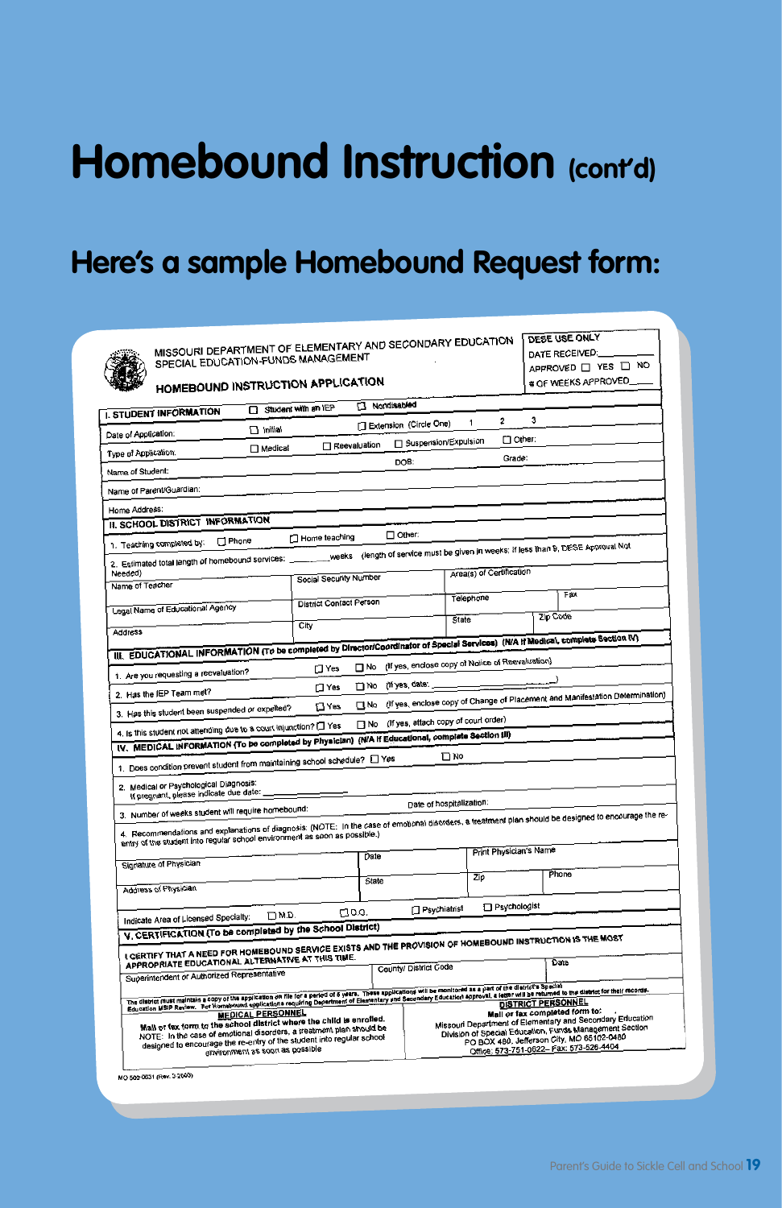# Homebound Instruction (cont'd)

## Here's a sample Homebound Request form:

MISSOURI DEPARTMENT OF ELEMENTARY AND SECONDARY EDUCATION
SPECIAL EDUCATION-FUNDS MANAGEMENT

**HOMEBOUND INSTRUCTION APPLICATION**

DESE USE ONLY
DATE RECEIVED:\_\_\_\_\_\_\_\_
APPROVED ☐ YES ☐ NO
# OF WEEKS APPROVED\_\_\_\_\_\_

**I. STUDENT INFORMATION** ☐ Student with an IEP ☐ Nondisabled

Date of Application: ☐ Initial ☐ Extension (Circle One) 1 2 3

Type of Application: ☐ Medical ☐ Reevaluation ☐ Suspension/Expulsion ☐ Other:

Name of Student: DOB: Grade:

Name of Parent/Guardian:

Home Address:

**II. SCHOOL DISTRICT INFORMATION**

1. Teaching completed by: ☐ Phone ☐ Home teaching ☐ Other:
2. Estimated total length of homebound services: \_\_\_\_\_\_\_ weeks (length of service must be given in weeks; if less than 9, DESE Approval Not Needed)

Name of Teacher | Social Security Number | Area(s) of Certification

Legal Name of Educational Agency | District Contact Person | Telephone | Fax

Address | City | State | Zip Code

**III. EDUCATIONAL INFORMATION (To be completed by Director/Coordinator of Special Services) (N/A if Medical, complete Section IV)**

1. Are you requesting a reevaluation? ☐ Yes ☐ No (If yes, enclose copy of Notice of Reevaluation)
2. Has the IEP Team met? ☐ Yes ☐ No (If yes, date: \_\_\_\_\_\_\_\_\_\_\_\_\_\_\_\_\_\_\_\_\_\_\_\_)
3. Has this student been suspended or expelled? ☐ Yes ☐ No (If yes, enclose copy of Change of Placement and Manifestation Determination)
4. Is this student not attending due to a court injunction? ☐ Yes ☐ No (If yes, attach copy of court order)

**IV. MEDICAL INFORMATION (To be completed by Physician) (N/A if Educational, complete Section III)**

1. Does condition prevent student from maintaining school schedule? ☐ Yes ☐ No
2. Medical or Psychological Diagnosis:
   If pregnant, please indicate due date:
3. Number of weeks student will require homebound: Date of hospitalization:
4. Recommendations and explanations of diagnosis: (NOTE: In the case of emotional disorders, a treatment plan should be designed to encourage the re-entry of the student into regular school environment as soon as possible.)

Signature of Physician | Date | Print Physician's Name

Address of Physician | State | Zip | Phone

Indicate Area of Licensed Specialty: ☐ M.D. ☐ D.O. ☐ Psychiatrist ☐ Psychologist

**V. CERTIFICATION (To be completed by the School District)**

I CERTIFY THAT A NEED FOR HOMEBOUND SERVICE EXISTS AND THE PROVISION OF HOMEBOUND INSTRUCTION IS THE MOST APPROPRIATE EDUCATIONAL ALTERNATIVE AT THIS TIME.

Superintendent or Authorized Representative | County/ District Code | Date

The district must maintain a copy of the application on file for a period of 5 years. These applications will be monitored as a part of the district's Special Education MSIP Review. For Homebound applications requiring Department of Elementary and Secondary Education approval, a letter will be returned to the district for their records.

**MEDICAL PERSONNEL**
Mail or fax form to the school district where the child is enrolled.
NOTE: In the case of emotional disorders, a treatment plan should be designed to encourage the re-entry of the student into regular school environment as soon as possible

**DISTRICT PERSONNEL**
Mail or fax completed form to:
Missouri Department of Elementary and Secondary Education
Division of Special Education, Funds Management Section
PO BOX 480, Jefferson City, MO 65102-0480
Office: 573-751-0622– Fax: 573-526-4404

MO 500-0031 (Rev. 3-2000)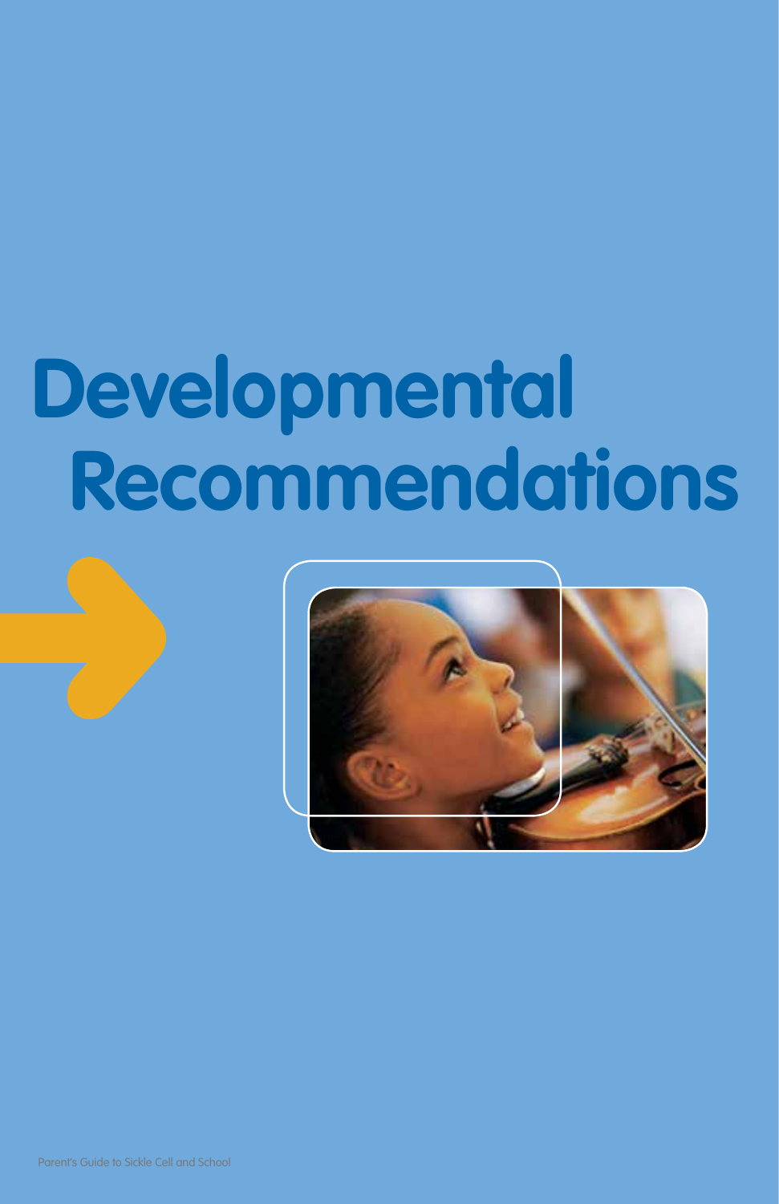# Developmental Recommendations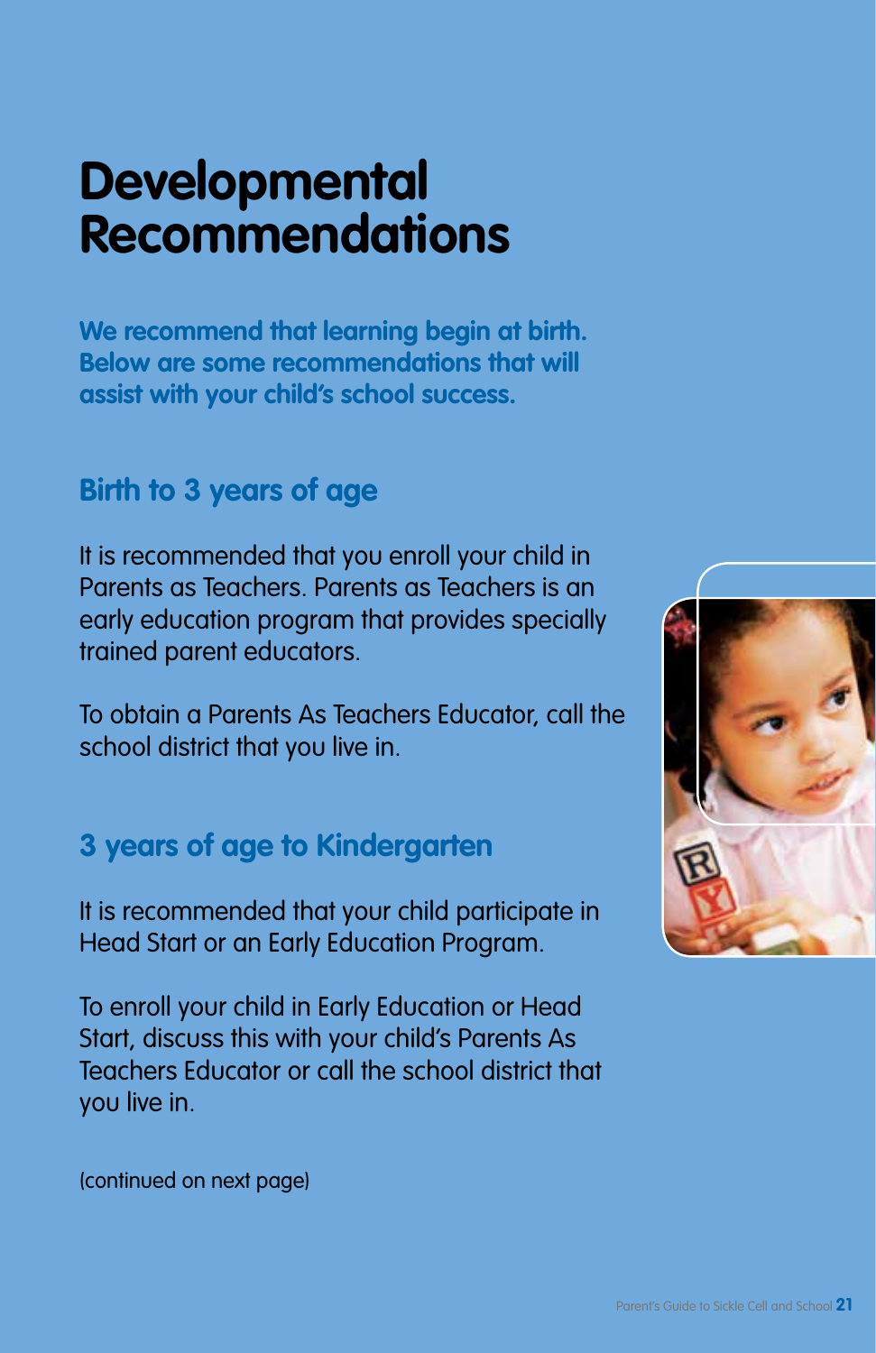# Developmental Recommendations

**We recommend that learning begin at birth. Below are some recommendations that will assist with your child's school success.**

## Birth to 3 years of age

It is recommended that you enroll your child in Parents as Teachers. Parents as Teachers is an early education program that provides specially trained parent educators.

To obtain a Parents As Teachers Educator, call the school district that you live in.

## 3 years of age to Kindergarten

It is recommended that your child participate in Head Start or an Early Education Program.

To enroll your child in Early Education or Head Start, discuss this with your child's Parents As Teachers Educator or call the school district that you live in.

(continued on next page)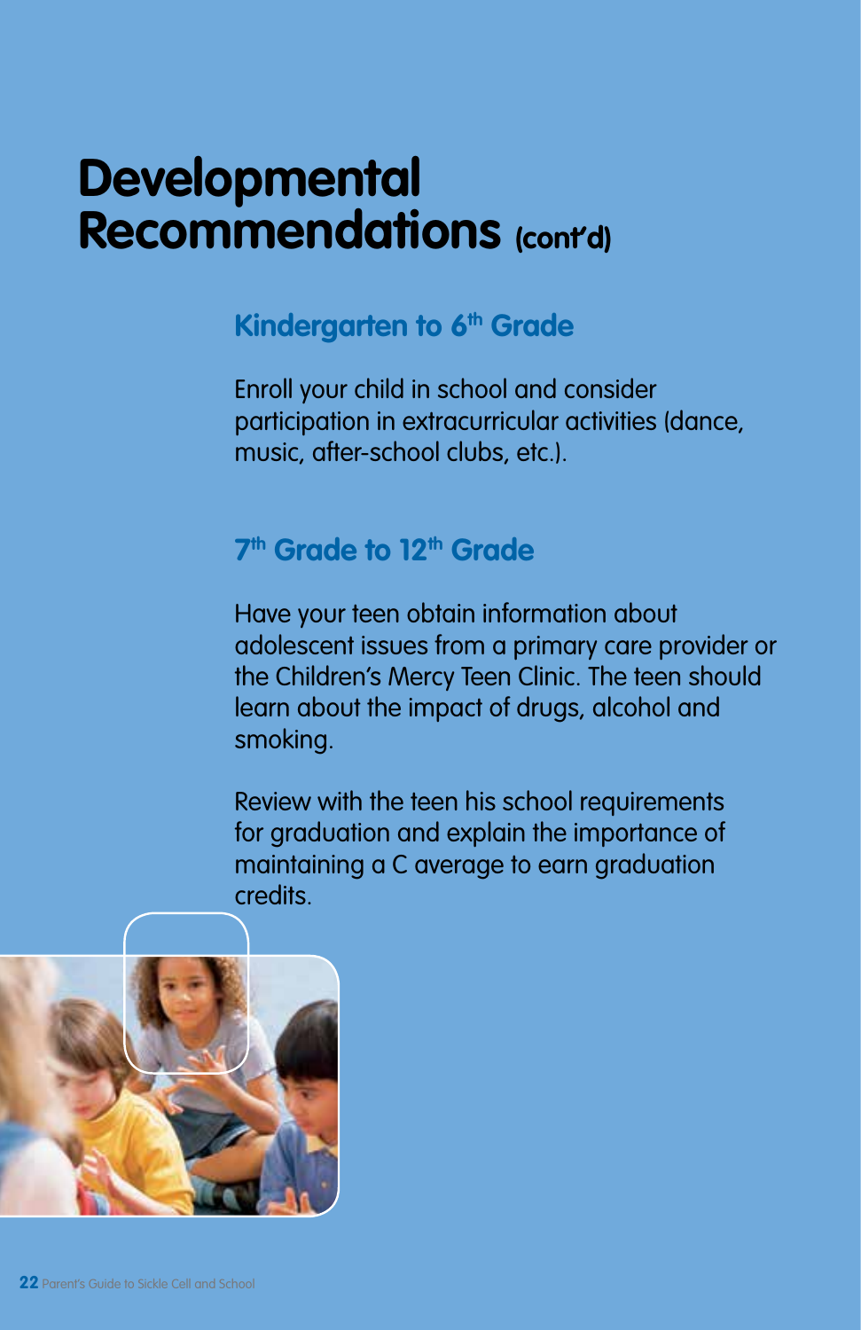# Developmental Recommendations (cont'd)

## Kindergarten to 6th Grade

Enroll your child in school and consider participation in extracurricular activities (dance, music, after-school clubs, etc.).

## 7th Grade to 12th Grade

Have your teen obtain information about adolescent issues from a primary care provider or the Children's Mercy Teen Clinic. The teen should learn about the impact of drugs, alcohol and smoking.

Review with the teen his school requirements for graduation and explain the importance of maintaining a C average to earn graduation credits.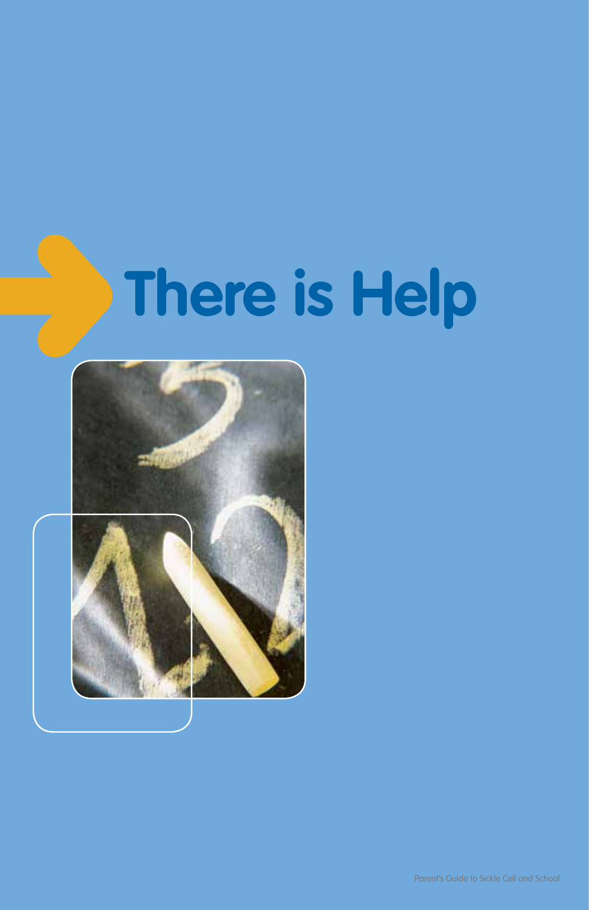# There is Help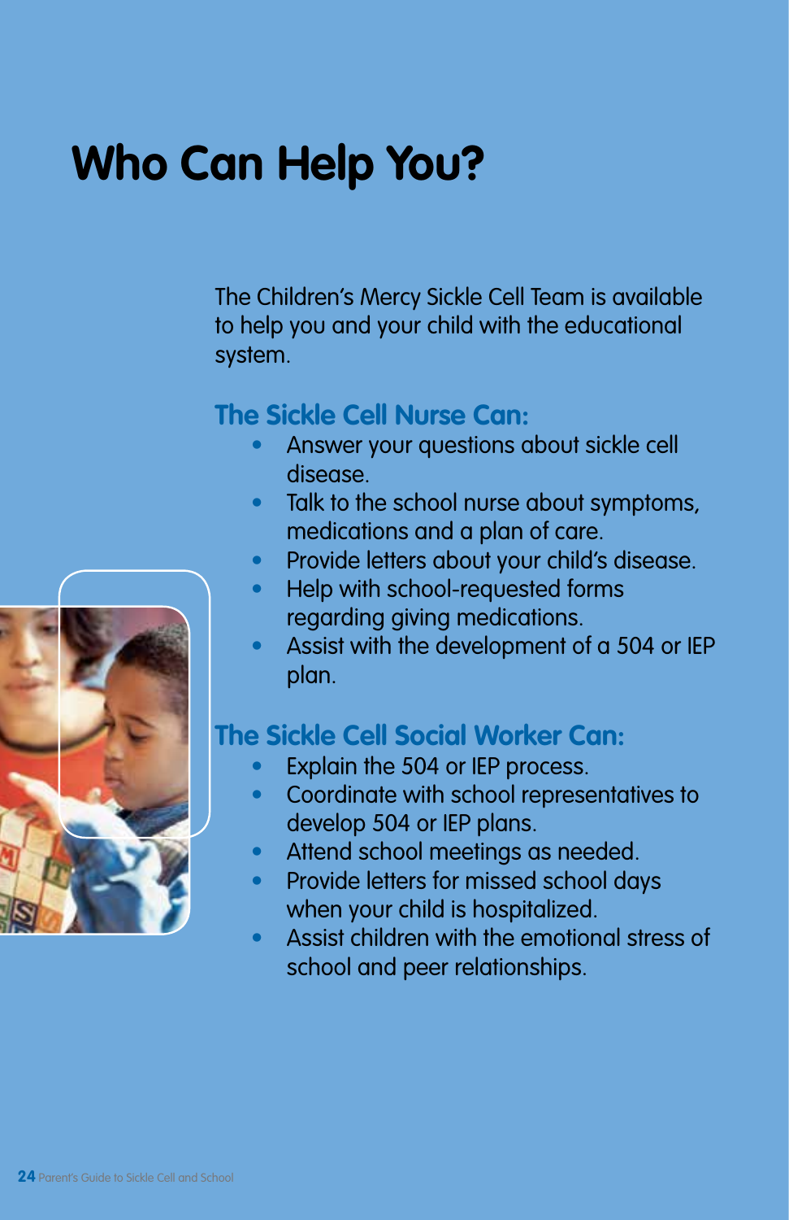# Who Can Help You?

The Children's Mercy Sickle Cell Team is available to help you and your child with the educational system.

## The Sickle Cell Nurse Can:

- Answer your questions about sickle cell disease.
- Talk to the school nurse about symptoms, medications and a plan of care.
- Provide letters about your child's disease.
- Help with school-requested forms regarding giving medications.
- Assist with the development of a 504 or IEP plan.

## The Sickle Cell Social Worker Can:

- Explain the 504 or IEP process.
- Coordinate with school representatives to develop 504 or IEP plans.
- Attend school meetings as needed.
- Provide letters for missed school days when your child is hospitalized.
- Assist children with the emotional stress of school and peer relationships.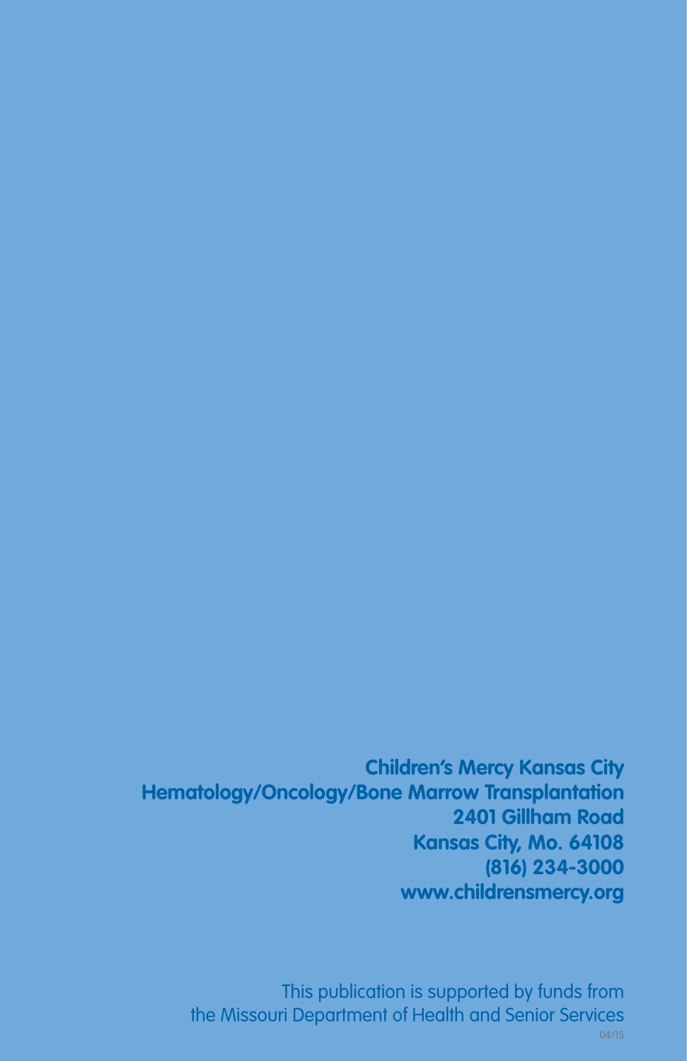**Children's Mercy Kansas City**
**Hematology/Oncology/Bone Marrow Transplantation**
**2401 Gillham Road**
**Kansas City, Mo. 64108**
**(816) 234-3000**
**www.childrensmercy.org**

This publication is supported by funds from
the Missouri Department of Health and Senior Services

04/15